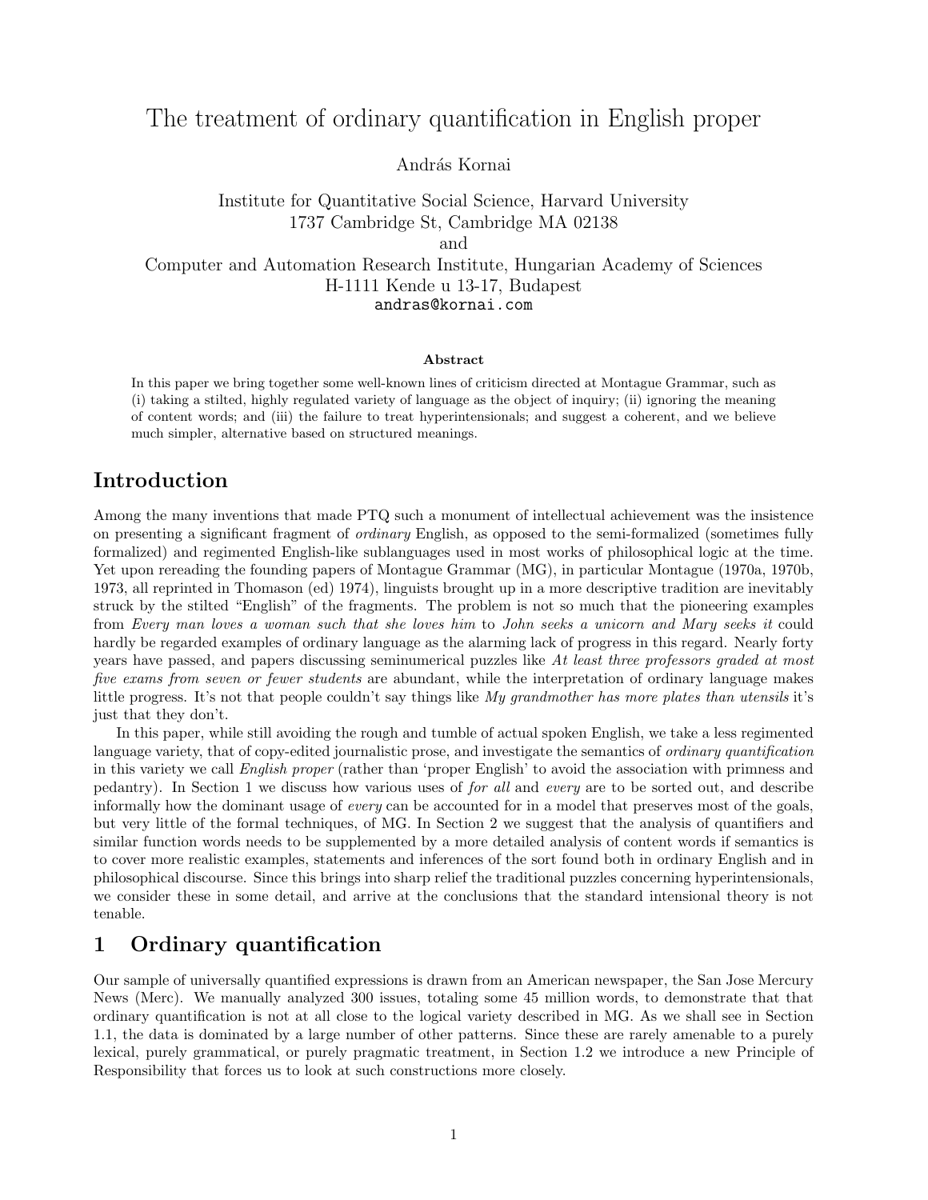# The treatment of ordinary quantification in English proper

András Kornai

Institute for Quantitative Social Science, Harvard University
1737 Cambridge St, Cambridge MA 02138
and
Computer and Automation Research Institute, Hungarian Academy of Sciences
H-1111 Kende u 13-17, Budapest
andras@kornai.com

### Abstract

In this paper we bring together some well-known lines of criticism directed at Montague Grammar, such as (i) taking a stilted, highly regulated variety of language as the object of inquiry; (ii) ignoring the meaning of content words; and (iii) the failure to treat hyperintensionals; and suggest a coherent, and we believe much simpler, alternative based on structured meanings.

## Introduction

Among the many inventions that made PTQ such a monument of intellectual achievement was the insistence on presenting a significant fragment of *ordinary* English, as opposed to the semi-formalized (sometimes fully formalized) and regimented English-like sublanguages used in most works of philosophical logic at the time. Yet upon rereading the founding papers of Montague Grammar (MG), in particular Montague (1970a, 1970b, 1973, all reprinted in Thomason (ed) 1974), linguists brought up in a more descriptive tradition are inevitably struck by the stilted "English" of the fragments. The problem is not so much that the pioneering examples from *Every man loves a woman such that she loves him* to *John seeks a unicorn and Mary seeks it* could hardly be regarded examples of ordinary language as the alarming lack of progress in this regard. Nearly forty years have passed, and papers discussing seminumerical puzzles like *At least three professors graded at most five exams from seven or fewer students* are abundant, while the interpretation of ordinary language makes little progress. It's not that people couldn't say things like *My grandmother has more plates than utensils* it's just that they don't.

In this paper, while still avoiding the rough and tumble of actual spoken English, we take a less regimented language variety, that of copy-edited journalistic prose, and investigate the semantics of *ordinary quantification* in this variety we call *English proper* (rather than 'proper English' to avoid the association with primness and pedantry). In Section 1 we discuss how various uses of *for all* and *every* are to be sorted out, and describe informally how the dominant usage of *every* can be accounted for in a model that preserves most of the goals, but very little of the formal techniques, of MG. In Section 2 we suggest that the analysis of quantifiers and similar function words needs to be supplemented by a more detailed analysis of content words if semantics is to cover more realistic examples, statements and inferences of the sort found both in ordinary English and in philosophical discourse. Since this brings into sharp relief the traditional puzzles concerning hyperintensionals, we consider these in some detail, and arrive at the conclusions that the standard intensional theory is not tenable.

## 1 Ordinary quantification

Our sample of universally quantified expressions is drawn from an American newspaper, the San Jose Mercury News (Merc). We manually analyzed 300 issues, totaling some 45 million words, to demonstrate that that ordinary quantification is not at all close to the logical variety described in MG. As we shall see in Section 1.1, the data is dominated by a large number of other patterns. Since these are rarely amenable to a purely lexical, purely grammatical, or purely pragmatic treatment, in Section 1.2 we introduce a new Principle of Responsibility that forces us to look at such constructions more closely.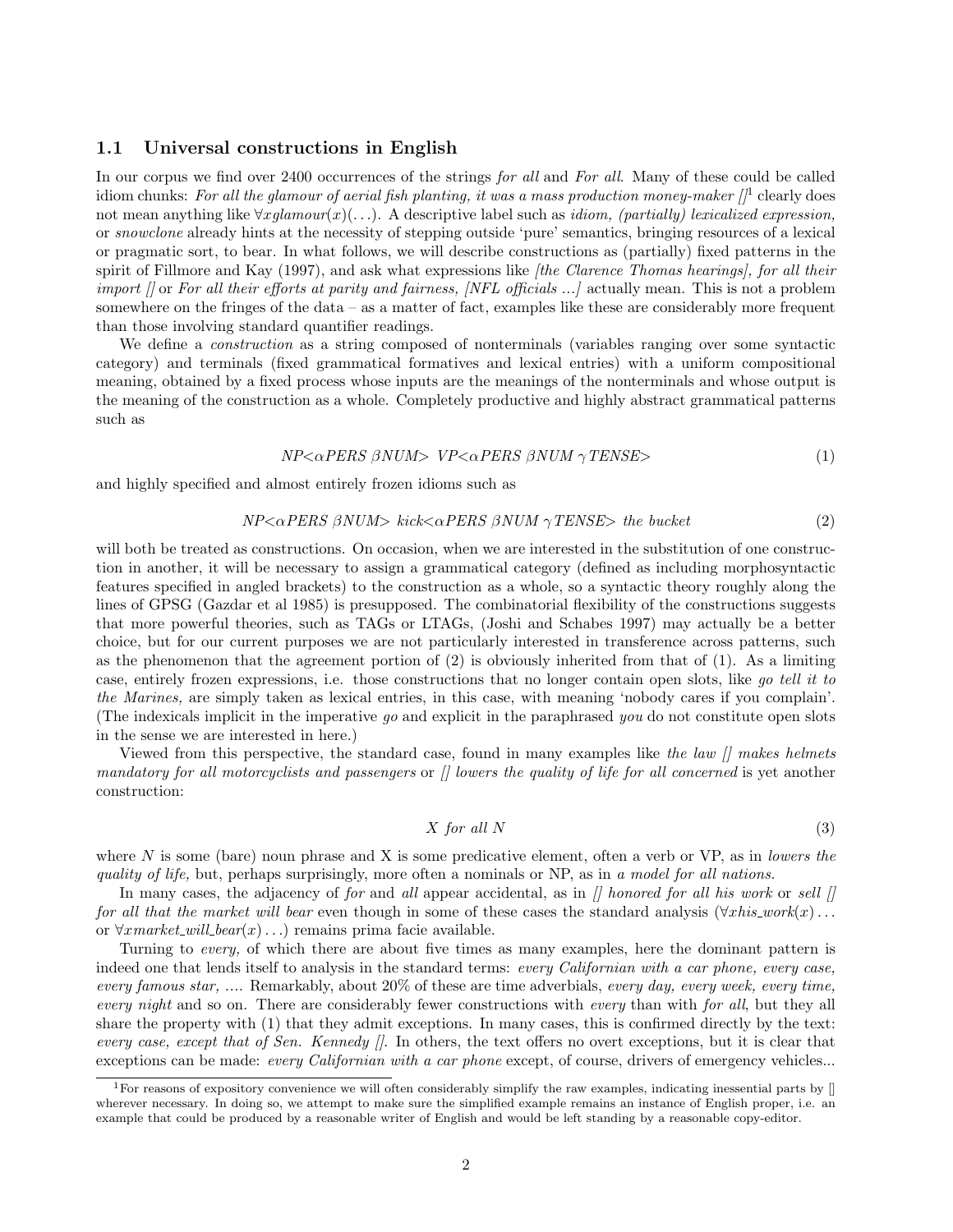### 1.1 Universal constructions in English

In our corpus we find over 2400 occurrences of the strings *for all* and *For all*. Many of these could be called idiom chunks: *For all the glamour of aerial fish planting, it was a mass production money-maker []*[1] clearly does not mean anything like $\forall x glamour(x)(\ldots)$. A descriptive label such as *idiom, (partially) lexicalized expression,* or *snowclone* already hints at the necessity of stepping outside 'pure' semantics, bringing resources of a lexical or pragmatic sort, to bear. In what follows, we will describe constructions as (partially) fixed patterns in the spirit of Fillmore and Kay (1997), and ask what expressions like *[the Clarence Thomas hearings], for all their import []* or *For all their efforts at parity and fairness, [NFL officials ...]* actually mean. This is not a problem somewhere on the fringes of the data – as a matter of fact, examples like these are considerably more frequent than those involving standard quantifier readings.

We define a *construction* as a string composed of nonterminals (variables ranging over some syntactic category) and terminals (fixed grammatical formatives and lexical entries) with a uniform compositional meaning, obtained by a fixed process whose inputs are the meanings of the nonterminals and whose output is the meaning of the construction as a whole. Completely productive and highly abstract grammatical patterns such as

$$NP\langle \alpha PERS\ \beta NUM\rangle\ \ VP\langle \alpha PERS\ \beta NUM\ \gamma TENSE\rangle \tag{1}$$

and highly specified and almost entirely frozen idioms such as

$$NP\langle \alpha PERS\ \beta NUM\rangle\ \ kick\langle \alpha PERS\ \beta NUM\ \gamma TENSE\rangle\ \ the\ bucket \tag{2}$$

will both be treated as constructions. On occasion, when we are interested in the substitution of one construction in another, it will be necessary to assign a grammatical category (defined as including morphosyntactic features specified in angled brackets) to the construction as a whole, so a syntactic theory roughly along the lines of GPSG (Gazdar et al 1985) is presupposed. The combinatorial flexibility of the constructions suggests that more powerful theories, such as TAGs or LTAGs, (Joshi and Schabes 1997) may actually be a better choice, but for our current purposes we are not particularly interested in transference across patterns, such as the phenomenon that the agreement portion of (2) is obviously inherited from that of (1). As a limiting case, entirely frozen expressions, i.e. those constructions that no longer contain open slots, like *go tell it to the Marines,* are simply taken as lexical entries, in this case, with meaning 'nobody cares if you complain'. (The indexicals implicit in the imperative *go* and explicit in the paraphrased *you* do not constitute open slots in the sense we are interested in here.)

Viewed from this perspective, the standard case, found in many examples like *the law [] makes helmets mandatory for all motorcyclists and passengers* or *[] lowers the quality of life for all concerned* is yet another construction:

$$X\ \ for\ all\ N \tag{3}$$

where *N* is some (bare) noun phrase and X is some predicative element, often a verb or VP, as in *lowers the quality of life,* but, perhaps surprisingly, more often a nominals or NP, as in *a model for all nations.*

In many cases, the adjacency of *for* and *all* appear accidental, as in *[] honored for all his work* or *sell [] for all that the market will bear* even though in some of these cases the standard analysis ($\forall x his\_work(x)\ldots$ or $\forall x market\_will\_bear(x)\ldots$) remains prima facie available.

Turning to *every,* of which there are about five times as many examples, here the dominant pattern is indeed one that lends itself to analysis in the standard terms: *every Californian with a car phone, every case, every famous star, ....* Remarkably, about 20% of these are time adverbials, *every day, every week, every time, every night* and so on. There are considerably fewer constructions with *every* than with *for all*, but they all share the property with (1) that they admit exceptions. In many cases, this is confirmed directly by the text: *every case, except that of Sen. Kennedy [].* In others, the text offers no overt exceptions, but it is clear that exceptions can be made: *every Californian with a car phone* except, of course, drivers of emergency vehicles...

---

[1] For reasons of expository convenience we will often considerably simplify the raw examples, indicating inessential parts by [] wherever necessary. In doing so, we attempt to make sure the simplified example remains an instance of English proper, i.e. an example that could be produced by a reasonable writer of English and would be left standing by a reasonable copy-editor.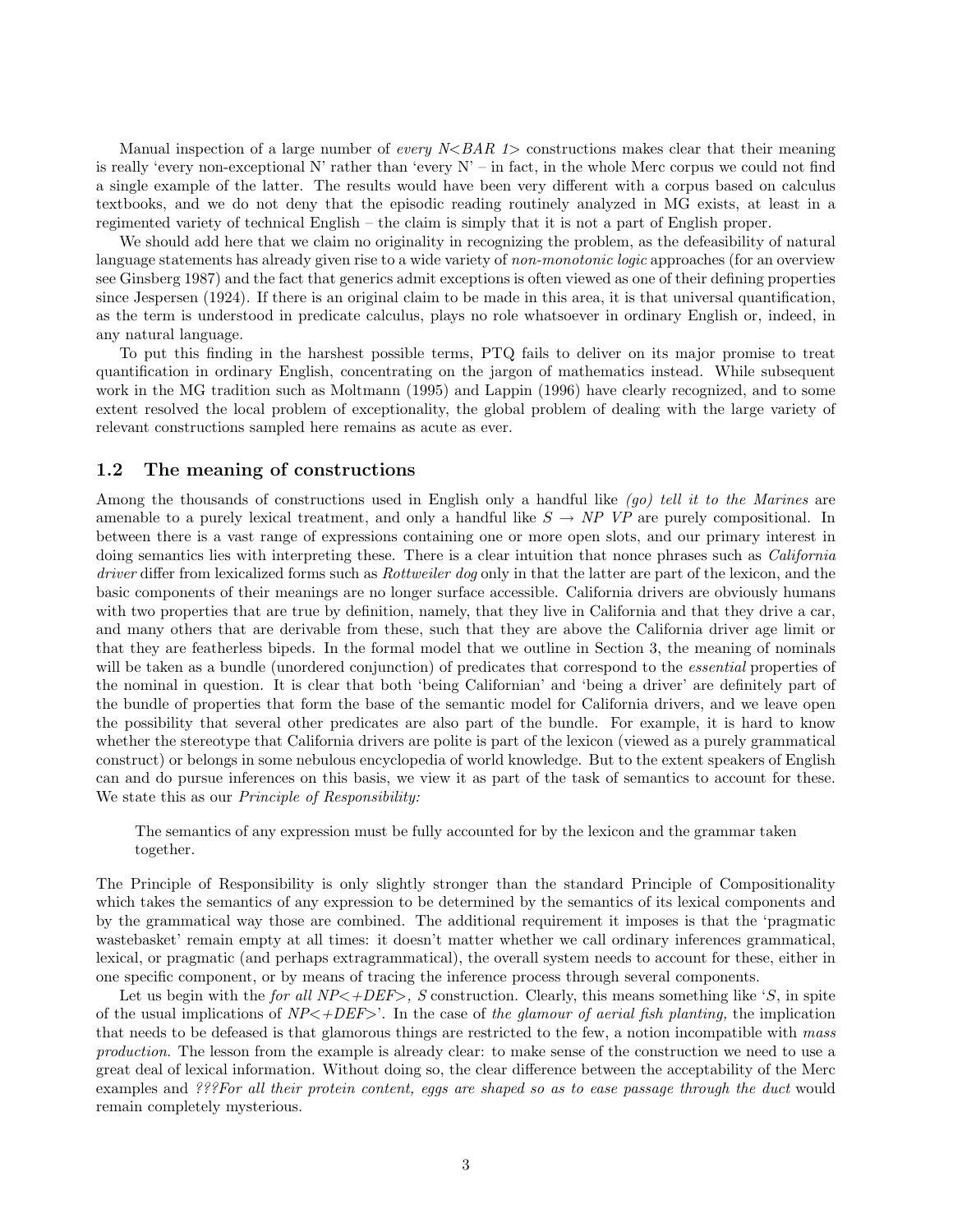Manual inspection of a large number of *every N<BAR 1>* constructions makes clear that their meaning is really 'every non-exceptional N' rather than 'every N' – in fact, in the whole Merc corpus we could not find a single example of the latter. The results would have been very different with a corpus based on calculus textbooks, and we do not deny that the episodic reading routinely analyzed in MG exists, at least in a regimented variety of technical English – the claim is simply that it is not a part of English proper.

We should add here that we claim no originality in recognizing the problem, as the defeasibility of natural language statements has already given rise to a wide variety of *non-monotonic logic* approaches (for an overview see Ginsberg 1987) and the fact that generics admit exceptions is often viewed as one of their defining properties since Jespersen (1924). If there is an original claim to be made in this area, it is that universal quantification, as the term is understood in predicate calculus, plays no role whatsoever in ordinary English or, indeed, in any natural language.

To put this finding in the harshest possible terms, PTQ fails to deliver on its major promise to treat quantification in ordinary English, concentrating on the jargon of mathematics instead. While subsequent work in the MG tradition such as Moltmann (1995) and Lappin (1996) have clearly recognized, and to some extent resolved the local problem of exceptionality, the global problem of dealing with the large variety of relevant constructions sampled here remains as acute as ever.

## 1.2 The meaning of constructions

Among the thousands of constructions used in English only a handful like *(go) tell it to the Marines* are amenable to a purely lexical treatment, and only a handful like *S → NP VP* are purely compositional. In between there is a vast range of expressions containing one or more open slots, and our primary interest in doing semantics lies with interpreting these. There is a clear intuition that nonce phrases such as *California driver* differ from lexicalized forms such as *Rottweiler dog* only in that the latter are part of the lexicon, and the basic components of their meanings are no longer surface accessible. California drivers are obviously humans with two properties that are true by definition, namely, that they live in California and that they drive a car, and many others that are derivable from these, such that they are above the California driver age limit or that they are featherless bipeds. In the formal model that we outline in Section 3, the meaning of nominals will be taken as a bundle (unordered conjunction) of predicates that correspond to the *essential* properties of the nominal in question. It is clear that both 'being Californian' and 'being a driver' are definitely part of the bundle of properties that form the base of the semantic model for California drivers, and we leave open the possibility that several other predicates are also part of the bundle. For example, it is hard to know whether the stereotype that California drivers are polite is part of the lexicon (viewed as a purely grammatical construct) or belongs in some nebulous encyclopedia of world knowledge. But to the extent speakers of English can and do pursue inferences on this basis, we view it as part of the task of semantics to account for these. We state this as our *Principle of Responsibility:*

> The semantics of any expression must be fully accounted for by the lexicon and the grammar taken together.

The Principle of Responsibility is only slightly stronger than the standard Principle of Compositionality which takes the semantics of any expression to be determined by the semantics of its lexical components and by the grammatical way those are combined. The additional requirement it imposes is that the 'pragmatic wastebasket' remain empty at all times: it doesn't matter whether we call ordinary inferences grammatical, lexical, or pragmatic (and perhaps extragrammatical), the overall system needs to account for these, either in one specific component, or by means of tracing the inference process through several components.

Let us begin with the *for all NP<+DEF>, S* construction. Clearly, this means something like '*S*, in spite of the usual implications of *NP<+DEF>*'. In the case of *the glamour of aerial fish planting,* the implication that needs to be defeased is that glamorous things are restricted to the few, a notion incompatible with *mass production.* The lesson from the example is already clear: to make sense of the construction we need to use a great deal of lexical information. Without doing so, the clear difference between the acceptability of the Merc examples and *???For all their protein content, eggs are shaped so as to ease passage through the duct* would remain completely mysterious.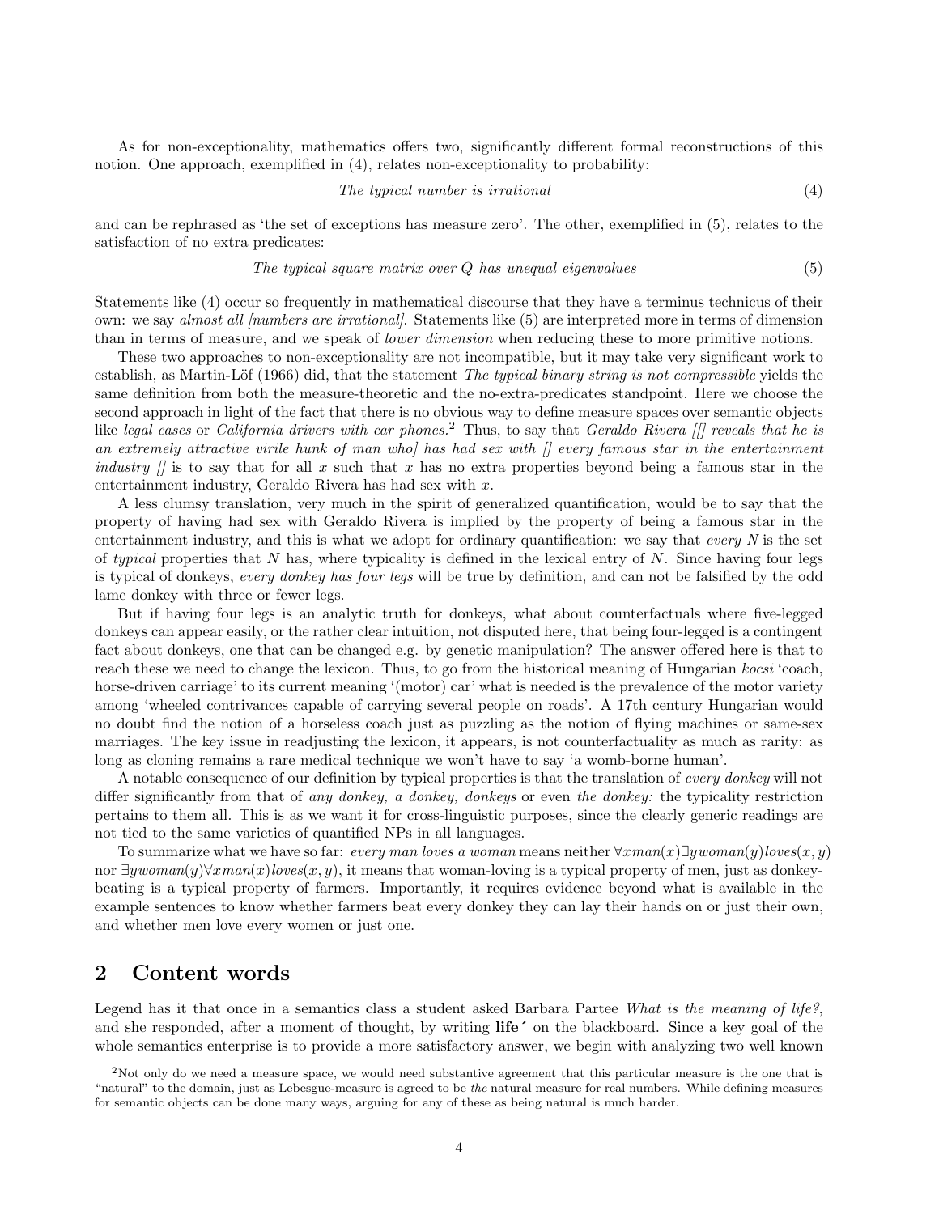As for non-exceptionality, mathematics offers two, significantly different formal reconstructions of this notion. One approach, exemplified in (4), relates non-exceptionality to probability:

$$\textit{The typical number is irrational} \tag{4}$$

and can be rephrased as 'the set of exceptions has measure zero'. The other, exemplified in (5), relates to the satisfaction of no extra predicates:

$$\textit{The typical square matrix over Q has unequal eigenvalues} \tag{5}$$

Statements like (4) occur so frequently in mathematical discourse that they have a terminus technicus of their own: we say *almost all [numbers are irrational]*. Statements like (5) are interpreted more in terms of dimension than in terms of measure, and we speak of *lower dimension* when reducing these to more primitive notions.

These two approaches to non-exceptionality are not incompatible, but it may take very significant work to establish, as Martin-Löf (1966) did, that the statement *The typical binary string is not compressible* yields the same definition from both the measure-theoretic and the no-extra-predicates standpoint. Here we choose the second approach in light of the fact that there is no obvious way to define measure spaces over semantic objects like *legal cases* or *California drivers with car phones*.[2] Thus, to say that *Geraldo Rivera [[] reveals that he is an extremely attractive virile hunk of man who] has had sex with [] every famous star in the entertainment industry []* is to say that for all $x$ such that $x$ has no extra properties beyond being a famous star in the entertainment industry, Geraldo Rivera has had sex with $x$.

A less clumsy translation, very much in the spirit of generalized quantification, would be to say that the property of having had sex with Geraldo Rivera is implied by the property of being a famous star in the entertainment industry, and this is what we adopt for ordinary quantification: we say that *every N* is the set of *typical* properties that $N$ has, where typicality is defined in the lexical entry of $N$. Since having four legs is typical of donkeys, *every donkey has four legs* will be true by definition, and can not be falsified by the odd lame donkey with three or fewer legs.

But if having four legs is an analytic truth for donkeys, what about counterfactuals where five-legged donkeys can appear easily, or the rather clear intuition, not disputed here, that being four-legged is a contingent fact about donkeys, one that can be changed e.g. by genetic manipulation? The answer offered here is that to reach these we need to change the lexicon. Thus, to go from the historical meaning of Hungarian *kocsi* 'coach, horse-driven carriage' to its current meaning '(motor) car' what is needed is the prevalence of the motor variety among 'wheeled contrivances capable of carrying several people on roads'. A 17th century Hungarian would no doubt find the notion of a horseless coach just as puzzling as the notion of flying machines or same-sex marriages. The key issue in readjusting the lexicon, it appears, is not counterfactuality as much as rarity: as long as cloning remains a rare medical technique we won't have to say 'a womb-borne human'.

A notable consequence of our definition by typical properties is that the translation of *every donkey* will not differ significantly from that of *any donkey, a donkey, donkeys* or even *the donkey:* the typicality restriction pertains to them all. This is as we want it for cross-linguistic purposes, since the clearly generic readings are not tied to the same varieties of quantified NPs in all languages.

To summarize what we have so far: *every man loves a woman* means neither $\forall x man(x) \exists y woman(y) loves(x, y)$ nor $\exists y woman(y) \forall x man(x) loves(x, y)$, it means that woman-loving is a typical property of men, just as donkey-beating is a typical property of farmers. Importantly, it requires evidence beyond what is available in the example sentences to know whether farmers beat every donkey they can lay their hands on or just their own, and whether men love every women or just one.

## 2 Content words

Legend has it that once in a semantics class a student asked Barbara Partee *What is the meaning of life?*, and she responded, after a moment of thought, by writing **life´** on the blackboard. Since a key goal of the whole semantics enterprise is to provide a more satisfactory answer, we begin with analyzing two well known

[2] Not only do we need a measure space, we would need substantive agreement that this particular measure is the one that is "natural" to the domain, just as Lebesgue-measure is agreed to be *the* natural measure for real numbers. While defining measures for semantic objects can be done many ways, arguing for any of these as being natural is much harder.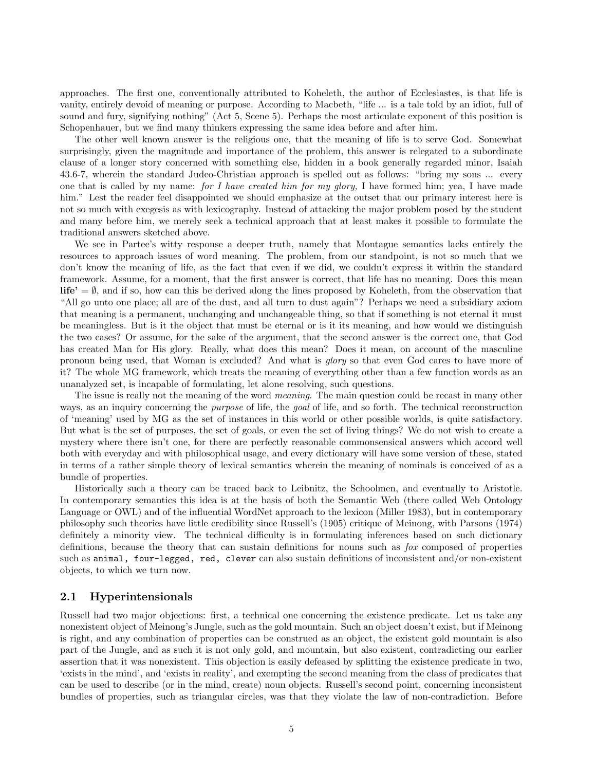approaches. The first one, conventionally attributed to Koheleth, the author of Ecclesiastes, is that life is vanity, entirely devoid of meaning or purpose. According to Macbeth, "life ... is a tale told by an idiot, full of sound and fury, signifying nothing" (Act 5, Scene 5). Perhaps the most articulate exponent of this position is Schopenhauer, but we find many thinkers expressing the same idea before and after him.

The other well known answer is the religious one, that the meaning of life is to serve God. Somewhat surprisingly, given the magnitude and importance of the problem, this answer is relegated to a subordinate clause of a longer story concerned with something else, hidden in a book generally regarded minor, Isaiah 43.6-7, wherein the standard Judeo-Christian approach is spelled out as follows: "bring my sons ... every one that is called by my name: *for I have created him for my glory,* I have formed him; yea, I have made him." Lest the reader feel disappointed we should emphasize at the outset that our primary interest here is not so much with exegesis as with lexicography. Instead of attacking the major problem posed by the student and many before him, we merely seek a technical approach that at least makes it possible to formulate the traditional answers sketched above.

We see in Partee's witty response a deeper truth, namely that Montague semantics lacks entirely the resources to approach issues of word meaning. The problem, from our standpoint, is not so much that we don't know the meaning of life, as the fact that even if we did, we couldn't express it within the standard framework. Assume, for a moment, that the first answer is correct, that life has no meaning. Does this mean **life'** $= \emptyset$, and if so, how can this be derived along the lines proposed by Koheleth, from the observation that "All go unto one place; all are of the dust, and all turn to dust again"? Perhaps we need a subsidiary axiom that meaning is a permanent, unchanging and unchangeable thing, so that if something is not eternal it must be meaningless. But is it the object that must be eternal or is it its meaning, and how would we distinguish the two cases? Or assume, for the sake of the argument, that the second answer is the correct one, that God has created Man for His glory. Really, what does this mean? Does it mean, on account of the masculine pronoun being used, that Woman is excluded? And what is *glory* so that even God cares to have more of it? The whole MG framework, which treats the meaning of everything other than a few function words as an unanalyzed set, is incapable of formulating, let alone resolving, such questions.

The issue is really not the meaning of the word *meaning*. The main question could be recast in many other ways, as an inquiry concerning the *purpose* of life, the *goal* of life, and so forth. The technical reconstruction of 'meaning' used by MG as the set of instances in this world or other possible worlds, is quite satisfactory. But what is the set of purposes, the set of goals, or even the set of living things? We do not wish to create a mystery where there isn't one, for there are perfectly reasonable commonsensical answers which accord well both with everyday and with philosophical usage, and every dictionary will have some version of these, stated in terms of a rather simple theory of lexical semantics wherein the meaning of nominals is conceived of as a bundle of properties.

Historically such a theory can be traced back to Leibnitz, the Schoolmen, and eventually to Aristotle. In contemporary semantics this idea is at the basis of both the Semantic Web (there called Web Ontology Language or OWL) and of the influential WordNet approach to the lexicon (Miller 1983), but in contemporary philosophy such theories have little credibility since Russell's (1905) critique of Meinong, with Parsons (1974) definitely a minority view. The technical difficulty is in formulating inferences based on such dictionary definitions, because the theory that can sustain definitions for nouns such as *fox* composed of properties such as `animal, four-legged, red, clever` can also sustain definitions of inconsistent and/or non-existent objects, to which we turn now.

## 2.1 Hyperintensionals

Russell had two major objections: first, a technical one concerning the existence predicate. Let us take any nonexistent object of Meinong's Jungle, such as the gold mountain. Such an object doesn't exist, but if Meinong is right, and any combination of properties can be construed as an object, the existent gold mountain is also part of the Jungle, and as such it is not only gold, and mountain, but also existent, contradicting our earlier assertion that it was nonexistent. This objection is easily defeased by splitting the existence predicate in two, 'exists in the mind', and 'exists in reality', and exempting the second meaning from the class of predicates that can be used to describe (or in the mind, create) noun objects. Russell's second point, concerning inconsistent bundles of properties, such as triangular circles, was that they violate the law of non-contradiction. Before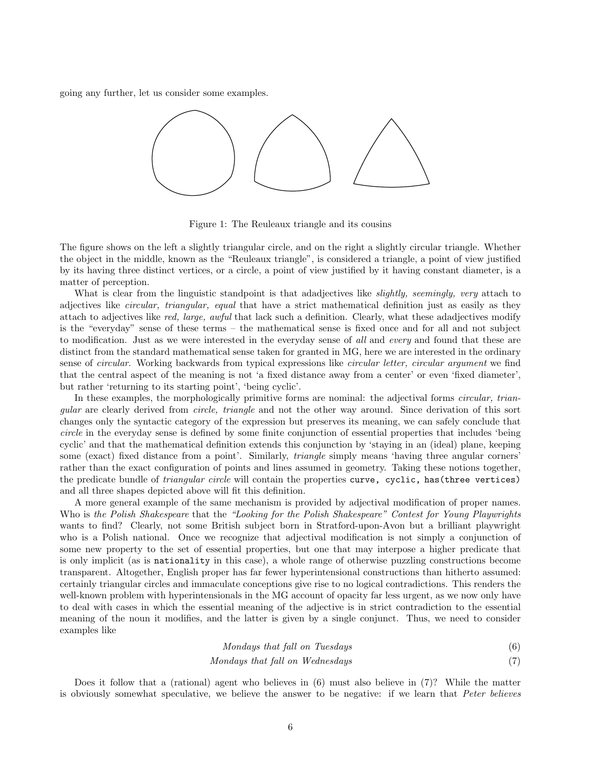going any further, let us consider some examples.

Figure 1: The Reuleaux triangle and its cousins

The figure shows on the left a slightly triangular circle, and on the right a slightly circular triangle. Whether the object in the middle, known as the "Reuleaux triangle", is considered a triangle, a point of view justified by its having three distinct vertices, or a circle, a point of view justified by it having constant diameter, is a matter of perception.

What is clear from the linguistic standpoint is that adadjectives like *slightly, seemingly, very* attach to adjectives like *circular, triangular, equal* that have a strict mathematical definition just as easily as they attach to adjectives like *red, large, awful* that lack such a definition. Clearly, what these adadjectives modify is the "everyday" sense of these terms – the mathematical sense is fixed once and for all and not subject to modification. Just as we were interested in the everyday sense of *all* and *every* and found that these are distinct from the standard mathematical sense taken for granted in MG, here we are interested in the ordinary sense of *circular*. Working backwards from typical expressions like *circular letter, circular argument* we find that the central aspect of the meaning is not 'a fixed distance away from a center' or even 'fixed diameter', but rather 'returning to its starting point', 'being cyclic'.

In these examples, the morphologically primitive forms are nominal: the adjectival forms *circular, triangular* are clearly derived from *circle, triangle* and not the other way around. Since derivation of this sort changes only the syntactic category of the expression but preserves its meaning, we can safely conclude that *circle* in the everyday sense is defined by some finite conjunction of essential properties that includes 'being cyclic' and that the mathematical definition extends this conjunction by 'staying in an (ideal) plane, keeping some (exact) fixed distance from a point'. Similarly, *triangle* simply means 'having three angular corners' rather than the exact configuration of points and lines assumed in geometry. Taking these notions together, the predicate bundle of *triangular circle* will contain the properties `curve, cyclic, has(three vertices)` and all three shapes depicted above will fit this definition.

A more general example of the same mechanism is provided by adjectival modification of proper names. Who is *the Polish Shakespeare* that the *"Looking for the Polish Shakespeare" Contest for Young Playwrights* wants to find? Clearly, not some British subject born in Stratford-upon-Avon but a brilliant playwright who is a Polish national. Once we recognize that adjectival modification is not simply a conjunction of some new property to the set of essential properties, but one that may interpose a higher predicate that is only implicit (as is `nationality` in this case), a whole range of otherwise puzzling constructions become transparent. Altogether, English proper has far fewer hyperintensional constructions than hitherto assumed: certainly triangular circles and immaculate conceptions give rise to no logical contradictions. This renders the well-known problem with hyperintensionals in the MG account of opacity far less urgent, as we now only have to deal with cases in which the essential meaning of the adjective is in strict contradiction to the essential meaning of the noun it modifies, and the latter is given by a single conjunct. Thus, we need to consider examples like

*Mondays that fall on Tuesdays* (6)

*Mondays that fall on Wednesdays* (7)

Does it follow that a (rational) agent who believes in (6) must also believe in (7)? While the matter is obviously somewhat speculative, we believe the answer to be negative: if we learn that *Peter believes*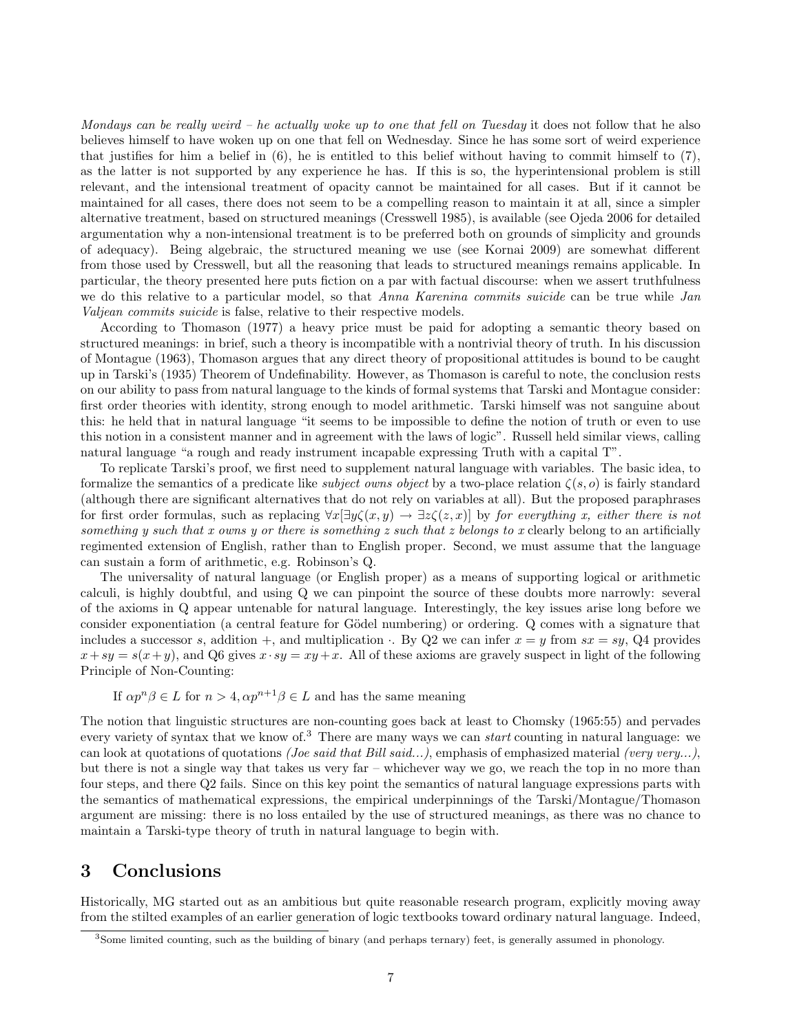*Mondays can be really weird – he actually woke up to one that fell on Tuesday* it does not follow that he also believes himself to have woken up on one that fell on Wednesday. Since he has some sort of weird experience that justifies for him a belief in (6), he is entitled to this belief without having to commit himself to (7), as the latter is not supported by any experience he has. If this is so, the hyperintensional problem is still relevant, and the intensional treatment of opacity cannot be maintained for all cases. But if it cannot be maintained for all cases, there does not seem to be a compelling reason to maintain it at all, since a simpler alternative treatment, based on structured meanings (Cresswell 1985), is available (see Ojeda 2006 for detailed argumentation why a non-intensional treatment is to be preferred both on grounds of simplicity and grounds of adequacy). Being algebraic, the structured meaning we use (see Kornai 2009) are somewhat different from those used by Cresswell, but all the reasoning that leads to structured meanings remains applicable. In particular, the theory presented here puts fiction on a par with factual discourse: when we assert truthfulness we do this relative to a particular model, so that *Anna Karenina commits suicide* can be true while *Jan Valjean commits suicide* is false, relative to their respective models.

According to Thomason (1977) a heavy price must be paid for adopting a semantic theory based on structured meanings: in brief, such a theory is incompatible with a nontrivial theory of truth. In his discussion of Montague (1963), Thomason argues that any direct theory of propositional attitudes is bound to be caught up in Tarski's (1935) Theorem of Undefinability. However, as Thomason is careful to note, the conclusion rests on our ability to pass from natural language to the kinds of formal systems that Tarski and Montague consider: first order theories with identity, strong enough to model arithmetic. Tarski himself was not sanguine about this: he held that in natural language "it seems to be impossible to define the notion of truth or even to use this notion in a consistent manner and in agreement with the laws of logic". Russell held similar views, calling natural language "a rough and ready instrument incapable expressing Truth with a capital T".

To replicate Tarski's proof, we first need to supplement natural language with variables. The basic idea, to formalize the semantics of a predicate like *subject owns object* by a two-place relation $\zeta(s, o)$ is fairly standard (although there are significant alternatives that do not rely on variables at all). But the proposed paraphrases for first order formulas, such as replacing $\forall x[\exists y \zeta(x, y) \rightarrow \exists z \zeta(z, x)]$ by *for everything x, either there is not something y such that x owns y or there is something z such that z belongs to x* clearly belong to an artificially regimented extension of English, rather than to English proper. Second, we must assume that the language can sustain a form of arithmetic, e.g. Robinson's Q.

The universality of natural language (or English proper) as a means of supporting logical or arithmetic calculi, is highly doubtful, and using Q we can pinpoint the source of these doubts more narrowly: several of the axioms in Q appear untenable for natural language. Interestingly, the key issues arise long before we consider exponentiation (a central feature for Gödel numbering) or ordering. Q comes with a signature that includes a successor $s$, addition $+$, and multiplication $\cdot$. By Q2 we can infer $x = y$ from $sx = sy$, Q4 provides $x + sy = s(x + y)$, and Q6 gives $x \cdot sy = xy + x$. All of these axioms are gravely suspect in light of the following Principle of Non-Counting:

> If $\alpha p^n \beta \in L$ for $n > 4$, $\alpha p^{n+1} \beta \in L$ and has the same meaning

The notion that linguistic structures are non-counting goes back at least to Chomsky (1965:55) and pervades every variety of syntax that we know of.[3] There are many ways we can *start* counting in natural language: we can look at quotations of quotations *(Joe said that Bill said...)*, emphasis of emphasized material *(very very...)*, but there is not a single way that takes us very far – whichever way we go, we reach the top in no more than four steps, and there Q2 fails. Since on this key point the semantics of natural language expressions parts with the semantics of mathematical expressions, the empirical underpinnings of the Tarski/Montague/Thomason argument are missing: there is no loss entailed by the use of structured meanings, as there was no chance to maintain a Tarski-type theory of truth in natural language to begin with.

# 3 Conclusions

Historically, MG started out as an ambitious but quite reasonable research program, explicitly moving away from the stilted examples of an earlier generation of logic textbooks toward ordinary natural language. Indeed,

[3] Some limited counting, such as the building of binary (and perhaps ternary) feet, is generally assumed in phonology.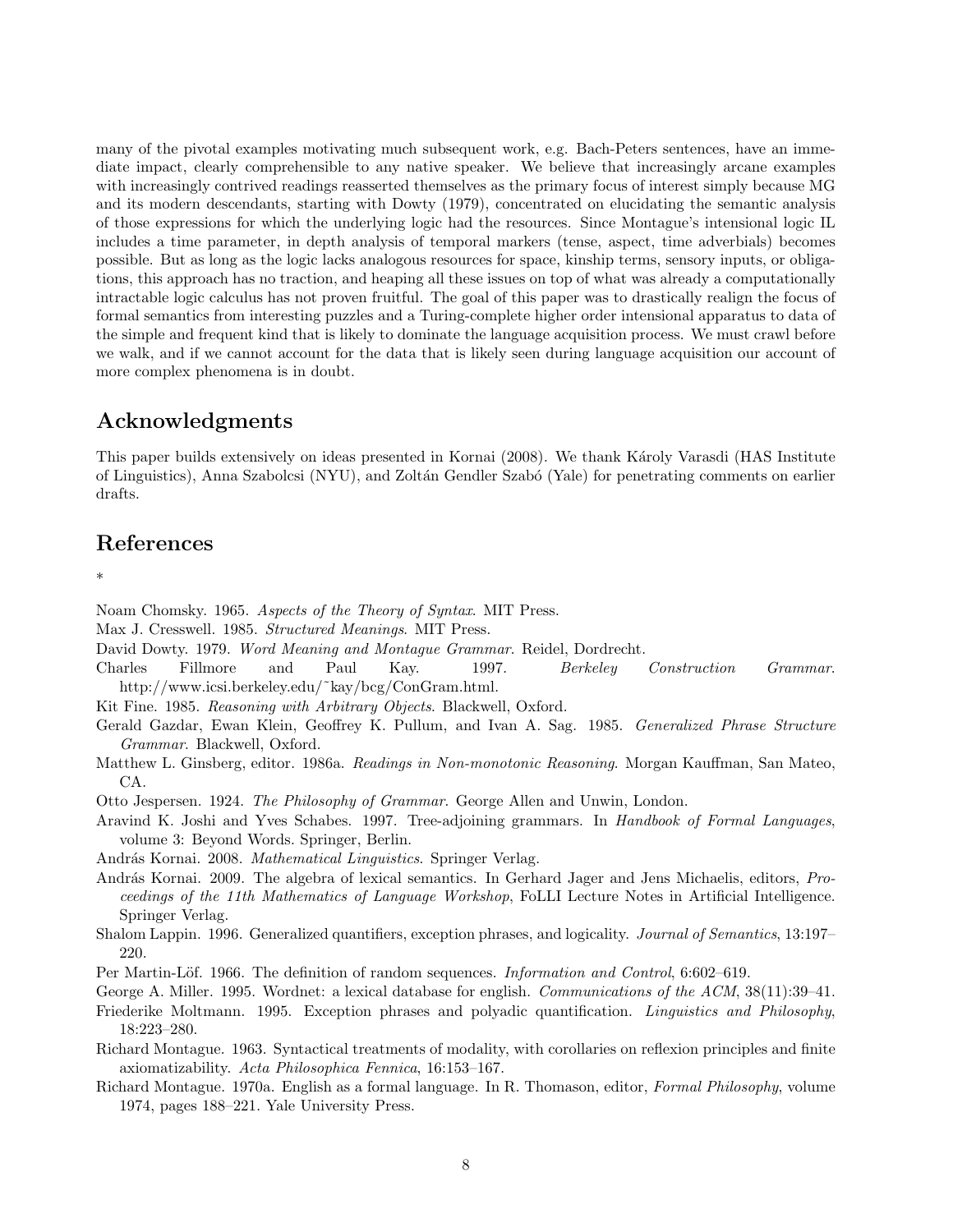many of the pivotal examples motivating much subsequent work, e.g. Bach-Peters sentences, have an immediate impact, clearly comprehensible to any native speaker. We believe that increasingly arcane examples with increasingly contrived readings reasserted themselves as the primary focus of interest simply because MG and its modern descendants, starting with Dowty (1979), concentrated on elucidating the semantic analysis of those expressions for which the underlying logic had the resources. Since Montague's intensional logic IL includes a time parameter, in depth analysis of temporal markers (tense, aspect, time adverbials) becomes possible. But as long as the logic lacks analogous resources for space, kinship terms, sensory inputs, or obligations, this approach has no traction, and heaping all these issues on top of what was already a computationally intractable logic calculus has not proven fruitful. The goal of this paper was to drastically realign the focus of formal semantics from interesting puzzles and a Turing-complete higher order intensional apparatus to data of the simple and frequent kind that is likely to dominate the language acquisition process. We must crawl before we walk, and if we cannot account for the data that is likely seen during language acquisition our account of more complex phenomena is in doubt.

## Acknowledgments

This paper builds extensively on ideas presented in Kornai (2008). We thank Károly Varasdi (HAS Institute of Linguistics), Anna Szabolcsi (NYU), and Zoltán Gendler Szabó (Yale) for penetrating comments on earlier drafts.

## References

*

Noam Chomsky. 1965. *Aspects of the Theory of Syntax*. MIT Press.

Max J. Cresswell. 1985. *Structured Meanings*. MIT Press.

David Dowty. 1979. *Word Meaning and Montague Grammar*. Reidel, Dordrecht.

Charles Fillmore and Paul Kay. 1997. *Berkeley Construction Grammar*. http://www.icsi.berkeley.edu/~kay/bcg/ConGram.html.

Kit Fine. 1985. *Reasoning with Arbitrary Objects*. Blackwell, Oxford.

Gerald Gazdar, Ewan Klein, Geoffrey K. Pullum, and Ivan A. Sag. 1985. *Generalized Phrase Structure Grammar*. Blackwell, Oxford.

Matthew L. Ginsberg, editor. 1986a. *Readings in Non-monotonic Reasoning*. Morgan Kauffman, San Mateo, CA.

Otto Jespersen. 1924. *The Philosophy of Grammar*. George Allen and Unwin, London.

Aravind K. Joshi and Yves Schabes. 1997. Tree-adjoining grammars. In *Handbook of Formal Languages*, volume 3: Beyond Words. Springer, Berlin.

András Kornai. 2008. *Mathematical Linguistics*. Springer Verlag.

András Kornai. 2009. The algebra of lexical semantics. In Gerhard Jager and Jens Michaelis, editors, *Proceedings of the 11th Mathematics of Language Workshop*, FoLLI Lecture Notes in Artificial Intelligence. Springer Verlag.

Shalom Lappin. 1996. Generalized quantifiers, exception phrases, and logicality. *Journal of Semantics*, 13:197–220.

Per Martin-Löf. 1966. The definition of random sequences. *Information and Control*, 6:602–619.

George A. Miller. 1995. Wordnet: a lexical database for english. *Communications of the ACM*, 38(11):39–41.

Friederike Moltmann. 1995. Exception phrases and polyadic quantification. *Linguistics and Philosophy*, 18:223–280.

Richard Montague. 1963. Syntactical treatments of modality, with corollaries on reflexion principles and finite axiomatizability. *Acta Philosophica Fennica*, 16:153–167.

Richard Montague. 1970a. English as a formal language. In R. Thomason, editor, *Formal Philosophy*, volume 1974, pages 188–221. Yale University Press.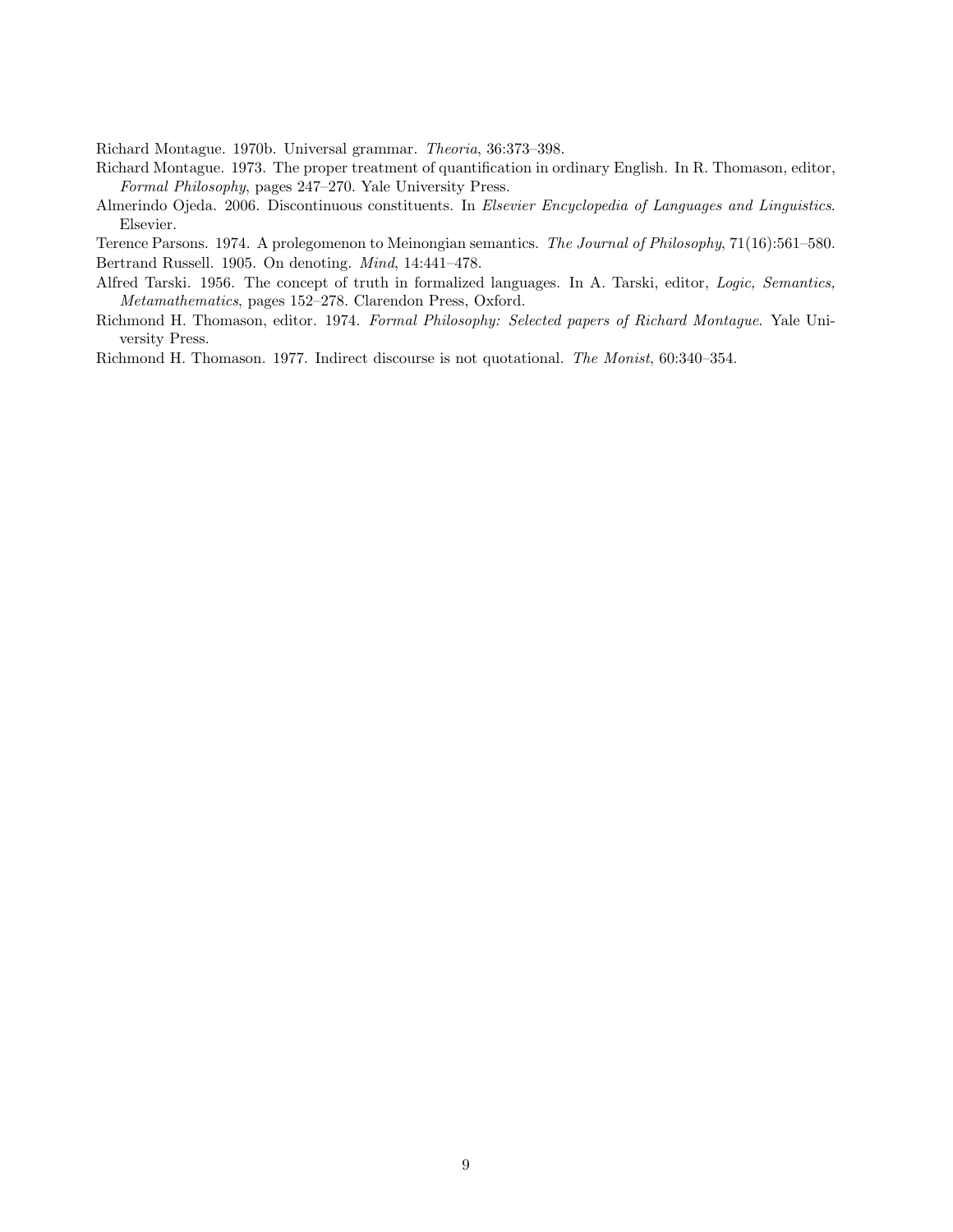Richard Montague. 1970b. Universal grammar. *Theoria*, 36:373–398.

Richard Montague. 1973. The proper treatment of quantification in ordinary English. In R. Thomason, editor, *Formal Philosophy*, pages 247–270. Yale University Press.

Almerindo Ojeda. 2006. Discontinuous constituents. In *Elsevier Encyclopedia of Languages and Linguistics*. Elsevier.

Terence Parsons. 1974. A prolegomenon to Meinongian semantics. *The Journal of Philosophy*, 71(16):561–580.

Bertrand Russell. 1905. On denoting. *Mind*, 14:441–478.

Alfred Tarski. 1956. The concept of truth in formalized languages. In A. Tarski, editor, *Logic, Semantics, Metamathematics*, pages 152–278. Clarendon Press, Oxford.

Richmond H. Thomason, editor. 1974. *Formal Philosophy: Selected papers of Richard Montague*. Yale University Press.

Richmond H. Thomason. 1977. Indirect discourse is not quotational. *The Monist*, 60:340–354.